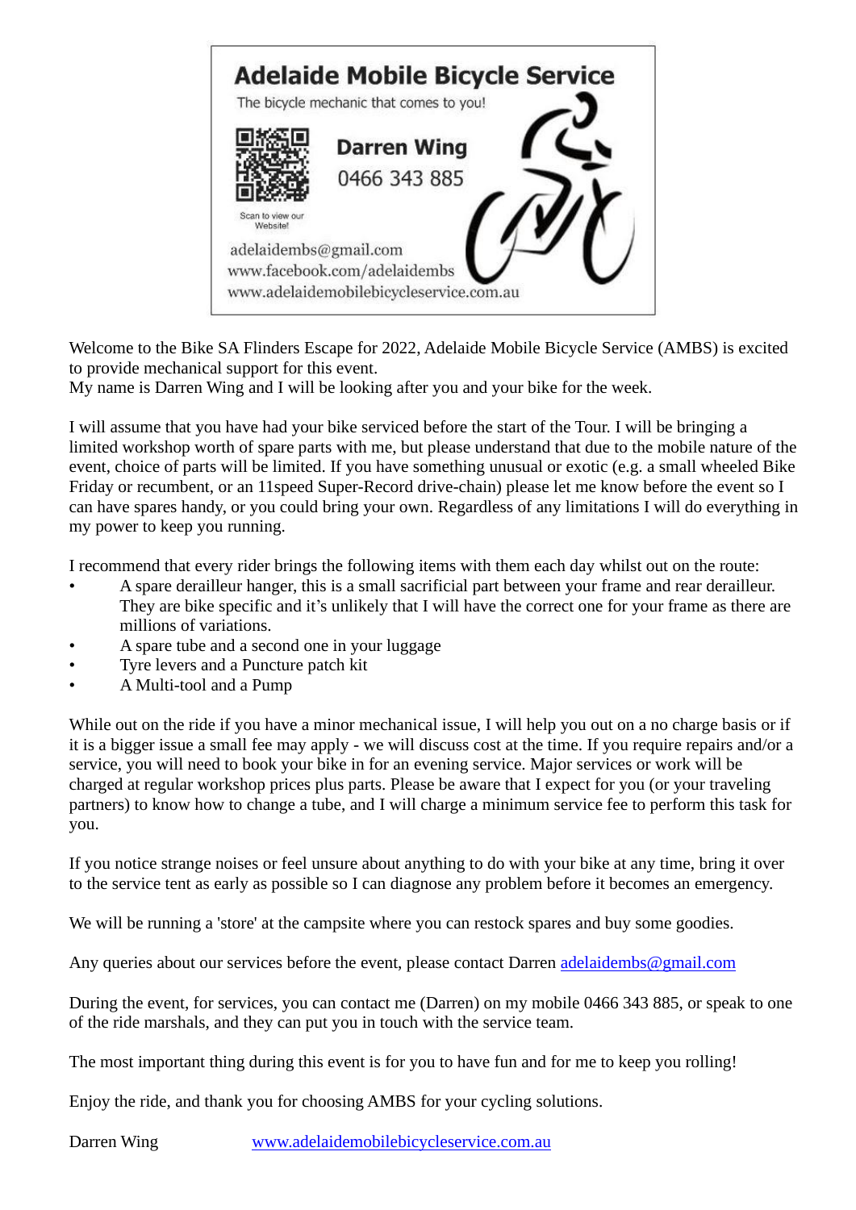**Adelaide Mobile Bicycle Service**

The bicycle mechanic that comes to you!

Scan to view our Website!

**Darren Wing**

0466 343 885

adelaidembs@gmail.com
www.facebook.com/adelaidembs
www.adelaidemobilebicycleservice.com.au

Welcome to the Bike SA Flinders Escape for 2022, Adelaide Mobile Bicycle Service (AMBS) is excited to provide mechanical support for this event.
My name is Darren Wing and I will be looking after you and your bike for the week.

I will assume that you have had your bike serviced before the start of the Tour. I will be bringing a limited workshop worth of spare parts with me, but please understand that due to the mobile nature of the event, choice of parts will be limited. If you have something unusual or exotic (e.g. a small wheeled Bike Friday or recumbent, or an 11speed Super-Record drive-chain) please let me know before the event so I can have spares handy, or you could bring your own. Regardless of any limitations I will do everything in my power to keep you running.

I recommend that every rider brings the following items with them each day whilst out on the route:

- A spare derailleur hanger, this is a small sacrificial part between your frame and rear derailleur. They are bike specific and it's unlikely that I will have the correct one for your frame as there are millions of variations.
- A spare tube and a second one in your luggage
- Tyre levers and a Puncture patch kit
- A Multi-tool and a Pump

While out on the ride if you have a minor mechanical issue, I will help you out on a no charge basis or if it is a bigger issue a small fee may apply - we will discuss cost at the time. If you require repairs and/or a service, you will need to book your bike in for an evening service. Major services or work will be charged at regular workshop prices plus parts. Please be aware that I expect for you (or your traveling partners) to know how to change a tube, and I will charge a minimum service fee to perform this task for you.

If you notice strange noises or feel unsure about anything to do with your bike at any time, bring it over to the service tent as early as possible so I can diagnose any problem before it becomes an emergency.

We will be running a 'store' at the campsite where you can restock spares and buy some goodies.

Any queries about our services before the event, please contact Darren adelaidembs@gmail.com

During the event, for services, you can contact me (Darren) on my mobile 0466 343 885, or speak to one of the ride marshals, and they can put you in touch with the service team.

The most important thing during this event is for you to have fun and for me to keep you rolling!

Enjoy the ride, and thank you for choosing AMBS for your cycling solutions.

Darren Wing www.adelaidemobilebicycleservice.com.au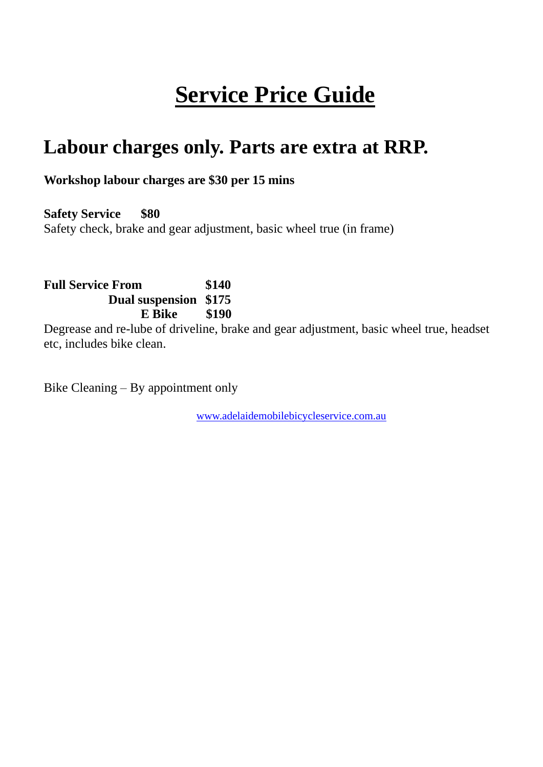# Service Price Guide

## Labour charges only. Parts are extra at RRP.

**Workshop labour charges are $30 per 15 mins**

**Safety Service $80**
Safety check, brake and gear adjustment, basic wheel true (in frame)

**Full Service From $140**
**Dual suspension $175**
**E Bike $190**
Degrease and re-lube of driveline, brake and gear adjustment, basic wheel true, headset etc, includes bike clean.

Bike Cleaning – By appointment only

www.adelaidemobilebicycleservice.com.au